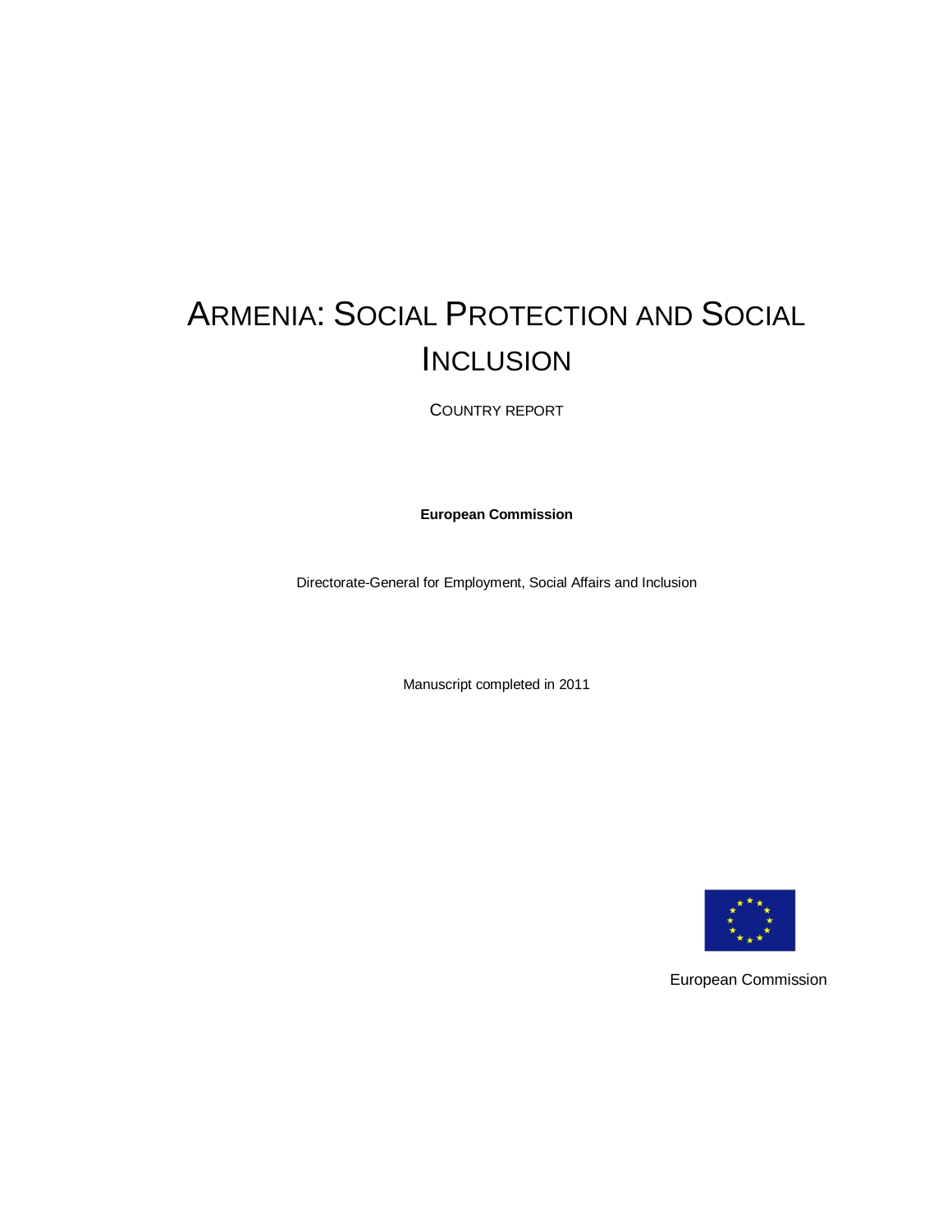# ARMENIA: SOCIAL PROTECTION AND SOCIAL INCLUSION

COUNTRY REPORT

**European Commission**

Directorate-General for Employment, Social Affairs and Inclusion

Manuscript completed in 2011

European Commission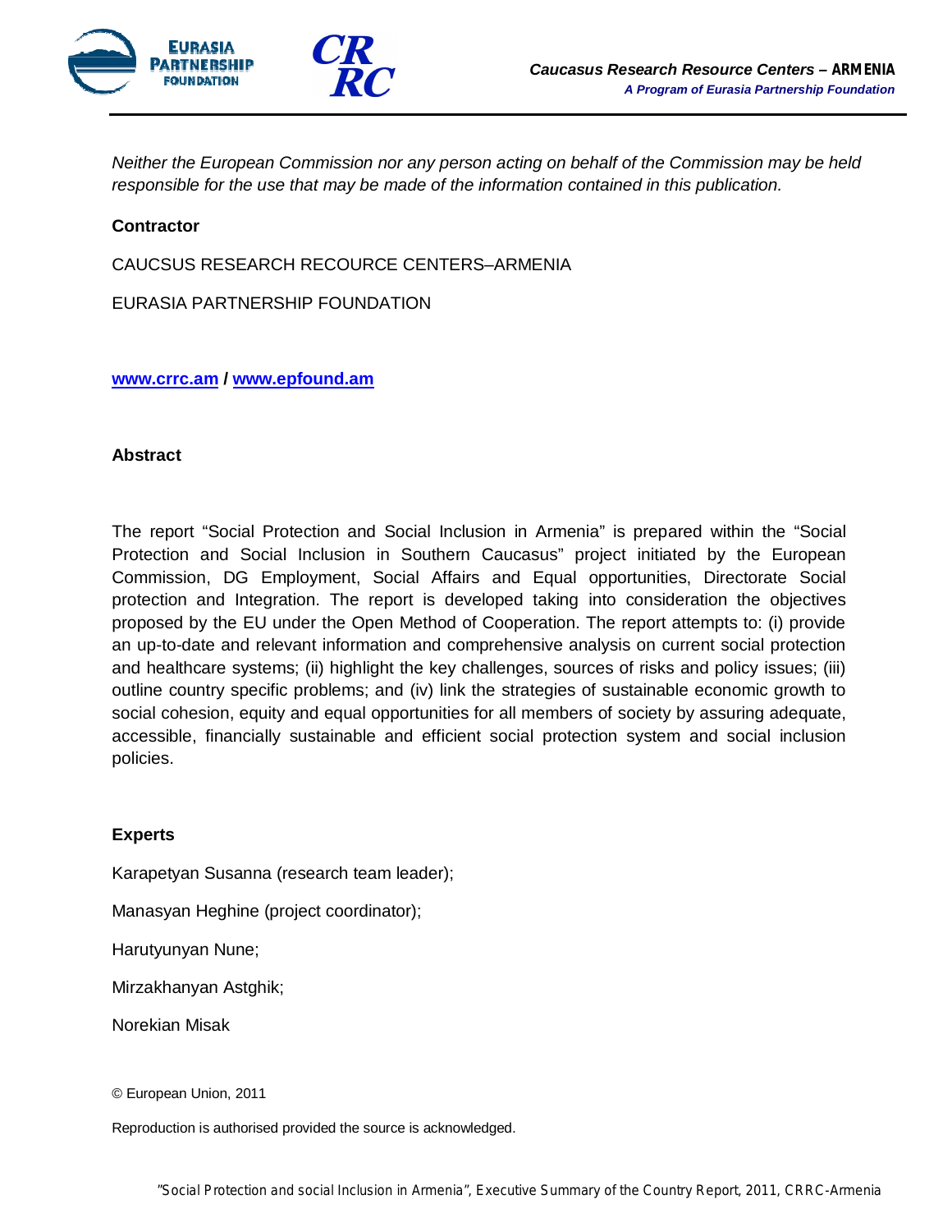*Neither the European Commission nor any person acting on behalf of the Commission may be held responsible for the use that may be made of the information contained in this publication.*

**Contractor**

CAUCSUS RESEARCH RECOURCE CENTERS–ARMENIA

EURASIA PARTNERSHIP FOUNDATION

**www.crrc.am / www.epfound.am**

**Abstract**

The report "Social Protection and Social Inclusion in Armenia" is prepared within the "Social Protection and Social Inclusion in Southern Caucasus" project initiated by the European Commission, DG Employment, Social Affairs and Equal opportunities, Directorate Social protection and Integration. The report is developed taking into consideration the objectives proposed by the EU under the Open Method of Cooperation. The report attempts to: (i) provide an up-to-date and relevant information and comprehensive analysis on current social protection and healthcare systems; (ii) highlight the key challenges, sources of risks and policy issues; (iii) outline country specific problems; and (iv) link the strategies of sustainable economic growth to social cohesion, equity and equal opportunities for all members of society by assuring adequate, accessible, financially sustainable and efficient social protection system and social inclusion policies.

**Experts**

Karapetyan Susanna (research team leader);

Manasyan Heghine (project coordinator);

Harutyunyan Nune;

Mirzakhanyan Astghik;

Norekian Misak

© European Union, 2011

Reproduction is authorised provided the source is acknowledged.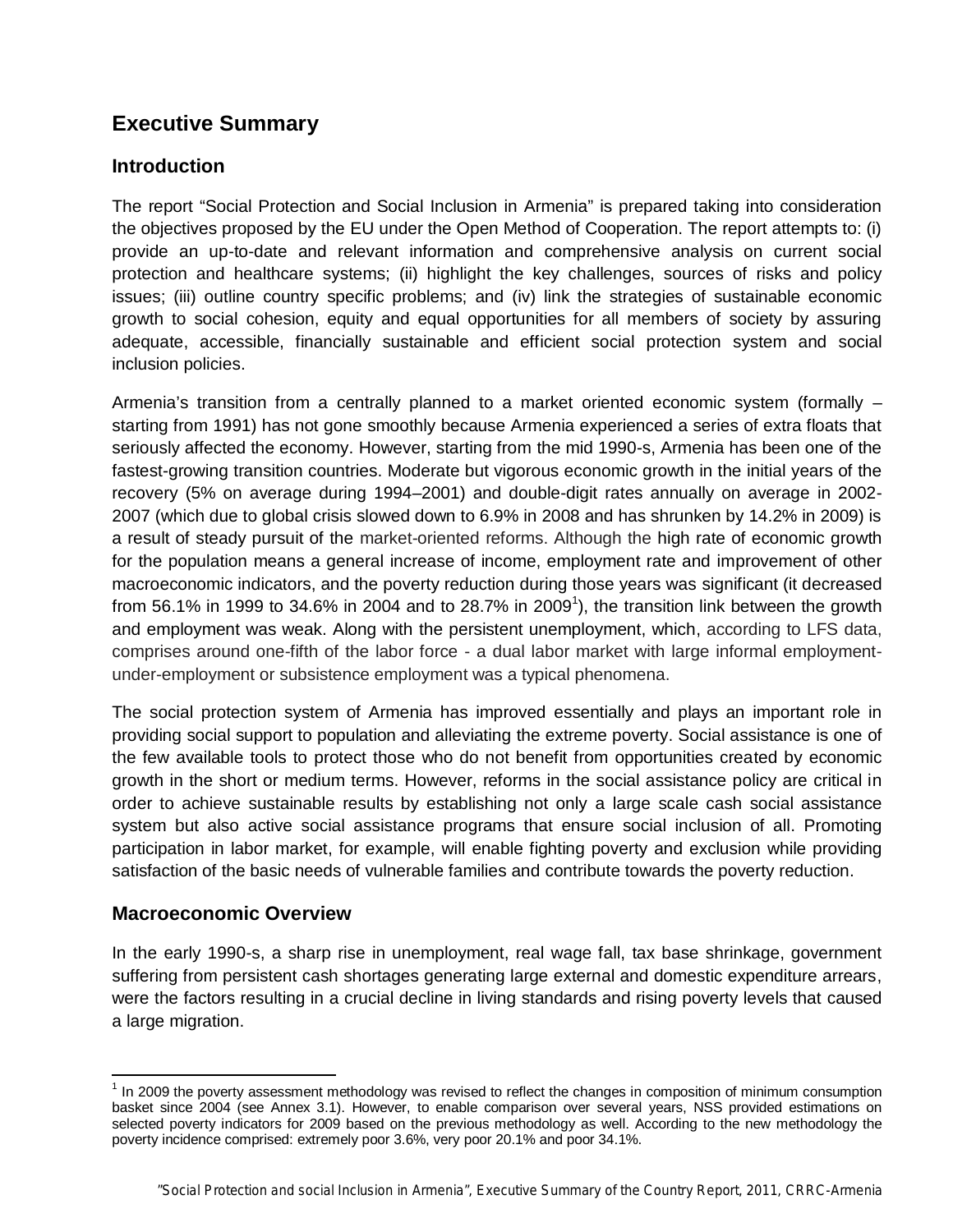# Executive Summary

## Introduction

The report "Social Protection and Social Inclusion in Armenia" is prepared taking into consideration the objectives proposed by the EU under the Open Method of Cooperation. The report attempts to: (i) provide an up-to-date and relevant information and comprehensive analysis on current social protection and healthcare systems; (ii) highlight the key challenges, sources of risks and policy issues; (iii) outline country specific problems; and (iv) link the strategies of sustainable economic growth to social cohesion, equity and equal opportunities for all members of society by assuring adequate, accessible, financially sustainable and efficient social protection system and social inclusion policies.

Armenia's transition from a centrally planned to a market oriented economic system (formally – starting from 1991) has not gone smoothly because Armenia experienced a series of extra floats that seriously affected the economy. However, starting from the mid 1990-s, Armenia has been one of the fastest-growing transition countries. Moderate but vigorous economic growth in the initial years of the recovery (5% on average during 1994–2001) and double-digit rates annually on average in 2002-2007 (which due to global crisis slowed down to 6.9% in 2008 and has shrunken by 14.2% in 2009) is a result of steady pursuit of the market-oriented reforms. Although the high rate of economic growth for the population means a general increase of income, employment rate and improvement of other macroeconomic indicators, and the poverty reduction during those years was significant (it decreased from 56.1% in 1999 to 34.6% in 2004 and to 28.7% in 2009[1]), the transition link between the growth and employment was weak. Along with the persistent unemployment, which, according to LFS data, comprises around one-fifth of the labor force - a dual labor market with large informal employment-under-employment or subsistence employment was a typical phenomena.

The social protection system of Armenia has improved essentially and plays an important role in providing social support to population and alleviating the extreme poverty. Social assistance is one of the few available tools to protect those who do not benefit from opportunities created by economic growth in the short or medium terms. However, reforms in the social assistance policy are critical in order to achieve sustainable results by establishing not only a large scale cash social assistance system but also active social assistance programs that ensure social inclusion of all. Promoting participation in labor market, for example, will enable fighting poverty and exclusion while providing satisfaction of the basic needs of vulnerable families and contribute towards the poverty reduction.

## Macroeconomic Overview

In the early 1990-s, a sharp rise in unemployment, real wage fall, tax base shrinkage, government suffering from persistent cash shortages generating large external and domestic expenditure arrears, were the factors resulting in a crucial decline in living standards and rising poverty levels that caused a large migration.

[1] In 2009 the poverty assessment methodology was revised to reflect the changes in composition of minimum consumption basket since 2004 (see Annex 3.1). However, to enable comparison over several years, NSS provided estimations on selected poverty indicators for 2009 based on the previous methodology as well. According to the new methodology the poverty incidence comprised: extremely poor 3.6%, very poor 20.1% and poor 34.1%.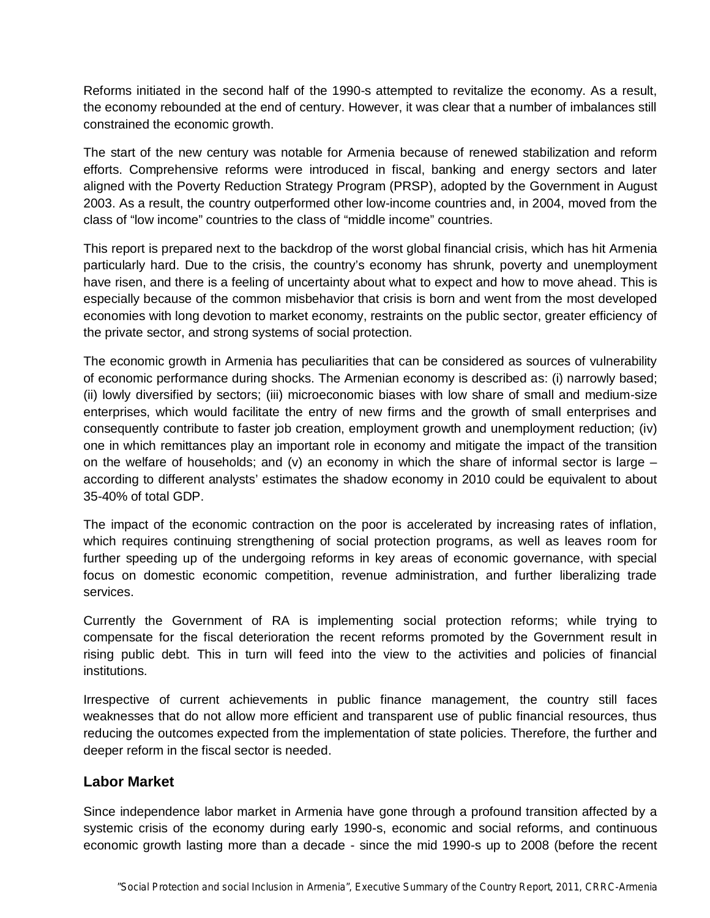Reforms initiated in the second half of the 1990-s attempted to revitalize the economy. As a result, the economy rebounded at the end of century. However, it was clear that a number of imbalances still constrained the economic growth.

The start of the new century was notable for Armenia because of renewed stabilization and reform efforts. Comprehensive reforms were introduced in fiscal, banking and energy sectors and later aligned with the Poverty Reduction Strategy Program (PRSP), adopted by the Government in August 2003. As a result, the country outperformed other low-income countries and, in 2004, moved from the class of "low income" countries to the class of "middle income" countries.

This report is prepared next to the backdrop of the worst global financial crisis, which has hit Armenia particularly hard. Due to the crisis, the country's economy has shrunk, poverty and unemployment have risen, and there is a feeling of uncertainty about what to expect and how to move ahead. This is especially because of the common misbehavior that crisis is born and went from the most developed economies with long devotion to market economy, restraints on the public sector, greater efficiency of the private sector, and strong systems of social protection.

The economic growth in Armenia has peculiarities that can be considered as sources of vulnerability of economic performance during shocks. The Armenian economy is described as: (i) narrowly based; (ii) lowly diversified by sectors; (iii) microeconomic biases with low share of small and medium-size enterprises, which would facilitate the entry of new firms and the growth of small enterprises and consequently contribute to faster job creation, employment growth and unemployment reduction; (iv) one in which remittances play an important role in economy and mitigate the impact of the transition on the welfare of households; and (v) an economy in which the share of informal sector is large – according to different analysts' estimates the shadow economy in 2010 could be equivalent to about 35-40% of total GDP.

The impact of the economic contraction on the poor is accelerated by increasing rates of inflation, which requires continuing strengthening of social protection programs, as well as leaves room for further speeding up of the undergoing reforms in key areas of economic governance, with special focus on domestic economic competition, revenue administration, and further liberalizing trade services.

Currently the Government of RA is implementing social protection reforms; while trying to compensate for the fiscal deterioration the recent reforms promoted by the Government result in rising public debt. This in turn will feed into the view to the activities and policies of financial institutions.

Irrespective of current achievements in public finance management, the country still faces weaknesses that do not allow more efficient and transparent use of public financial resources, thus reducing the outcomes expected from the implementation of state policies. Therefore, the further and deeper reform in the fiscal sector is needed.

## Labor Market

Since independence labor market in Armenia have gone through a profound transition affected by a systemic crisis of the economy during early 1990-s, economic and social reforms, and continuous economic growth lasting more than a decade - since the mid 1990-s up to 2008 (before the recent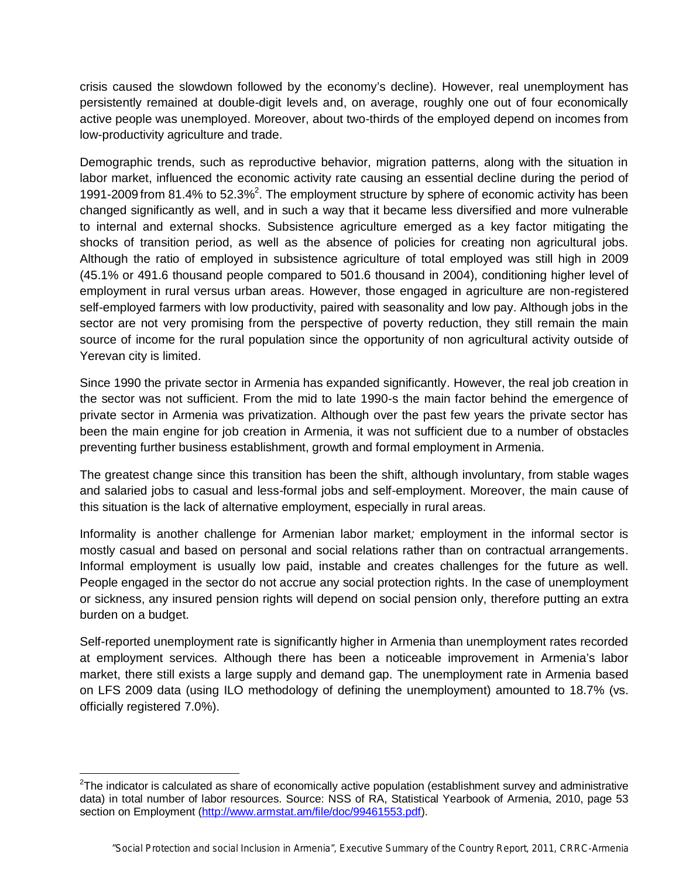crisis caused the slowdown followed by the economy's decline). However, real unemployment has persistently remained at double-digit levels and, on average, roughly one out of four economically active people was unemployed. Moreover, about two-thirds of the employed depend on incomes from low-productivity agriculture and trade.

Demographic trends, such as reproductive behavior, migration patterns, along with the situation in labor market, influenced the economic activity rate causing an essential decline during the period of 1991-2009 from 81.4% to 52.3%[2]. The employment structure by sphere of economic activity has been changed significantly as well, and in such a way that it became less diversified and more vulnerable to internal and external shocks. Subsistence agriculture emerged as a key factor mitigating the shocks of transition period, as well as the absence of policies for creating non agricultural jobs. Although the ratio of employed in subsistence agriculture of total employed was still high in 2009 (45.1% or 491.6 thousand people compared to 501.6 thousand in 2004), conditioning higher level of employment in rural versus urban areas. However, those engaged in agriculture are non-registered self-employed farmers with low productivity, paired with seasonality and low pay. Although jobs in the sector are not very promising from the perspective of poverty reduction, they still remain the main source of income for the rural population since the opportunity of non agricultural activity outside of Yerevan city is limited.

Since 1990 the private sector in Armenia has expanded significantly. However, the real job creation in the sector was not sufficient. From the mid to late 1990-s the main factor behind the emergence of private sector in Armenia was privatization. Although over the past few years the private sector has been the main engine for job creation in Armenia, it was not sufficient due to a number of obstacles preventing further business establishment, growth and formal employment in Armenia.

The greatest change since this transition has been the shift, although involuntary, from stable wages and salaried jobs to casual and less-formal jobs and self-employment. Moreover, the main cause of this situation is the lack of alternative employment, especially in rural areas.

Informality is another challenge for Armenian labor market; employment in the informal sector is mostly casual and based on personal and social relations rather than on contractual arrangements. Informal employment is usually low paid, instable and creates challenges for the future as well. People engaged in the sector do not accrue any social protection rights. In the case of unemployment or sickness, any insured pension rights will depend on social pension only, therefore putting an extra burden on a budget.

Self-reported unemployment rate is significantly higher in Armenia than unemployment rates recorded at employment services. Although there has been a noticeable improvement in Armenia's labor market, there still exists a large supply and demand gap. The unemployment rate in Armenia based on LFS 2009 data (using ILO methodology of defining the unemployment) amounted to 18.7% (vs. officially registered 7.0%).

[2] The indicator is calculated as share of economically active population (establishment survey and administrative data) in total number of labor resources. Source: NSS of RA, Statistical Yearbook of Armenia, 2010, page 53 section on Employment (http://www.armstat.am/file/doc/99461553.pdf).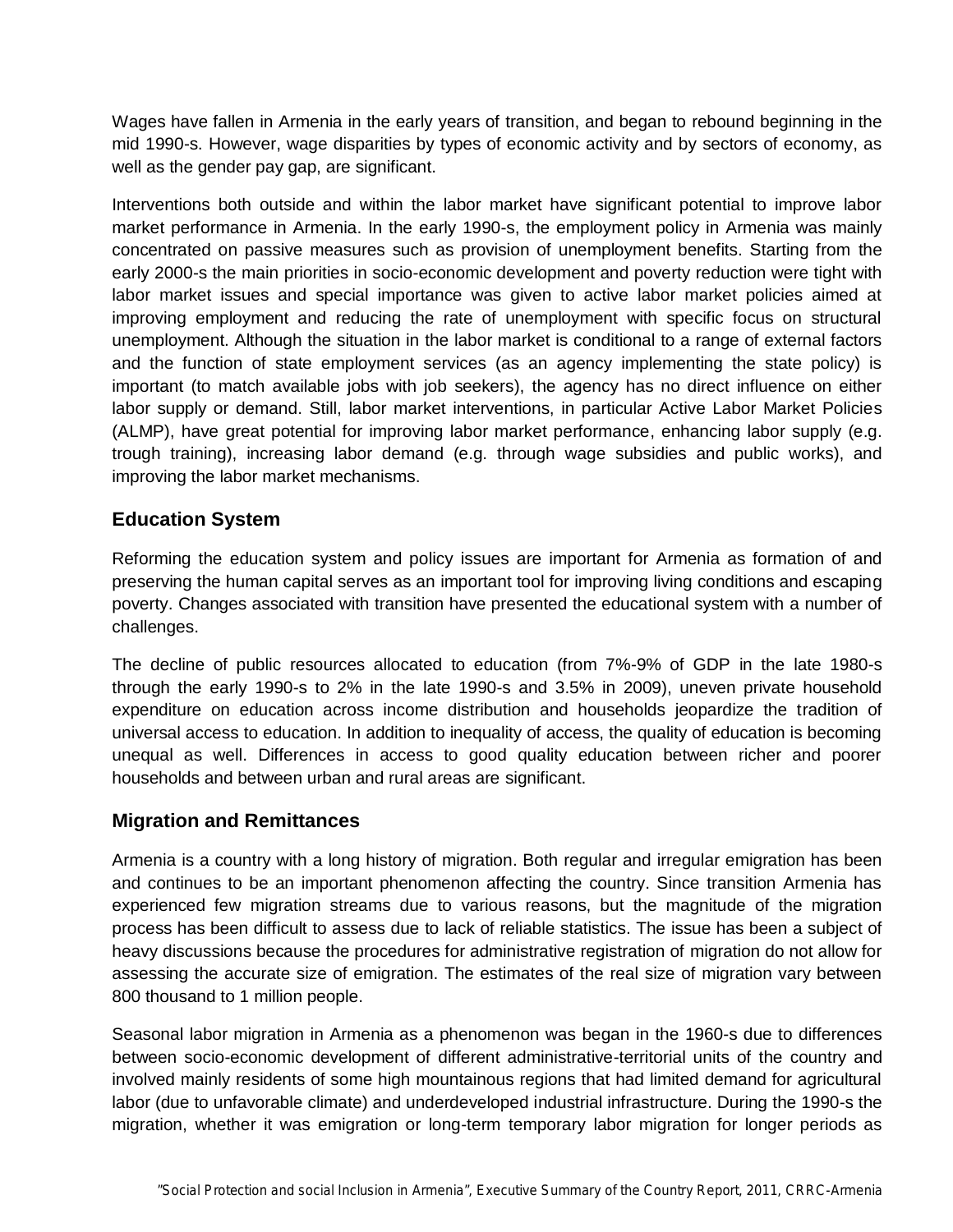Wages have fallen in Armenia in the early years of transition, and began to rebound beginning in the mid 1990-s. However, wage disparities by types of economic activity and by sectors of economy, as well as the gender pay gap, are significant.

Interventions both outside and within the labor market have significant potential to improve labor market performance in Armenia. In the early 1990-s, the employment policy in Armenia was mainly concentrated on passive measures such as provision of unemployment benefits. Starting from the early 2000-s the main priorities in socio-economic development and poverty reduction were tight with labor market issues and special importance was given to active labor market policies aimed at improving employment and reducing the rate of unemployment with specific focus on structural unemployment. Although the situation in the labor market is conditional to a range of external factors and the function of state employment services (as an agency implementing the state policy) is important (to match available jobs with job seekers), the agency has no direct influence on either labor supply or demand. Still, labor market interventions, in particular Active Labor Market Policies (ALMP), have great potential for improving labor market performance, enhancing labor supply (e.g. trough training), increasing labor demand (e.g. through wage subsidies and public works), and improving the labor market mechanisms.

## Education System

Reforming the education system and policy issues are important for Armenia as formation of and preserving the human capital serves as an important tool for improving living conditions and escaping poverty. Changes associated with transition have presented the educational system with a number of challenges.

The decline of public resources allocated to education (from 7%-9% of GDP in the late 1980-s through the early 1990-s to 2% in the late 1990-s and 3.5% in 2009), uneven private household expenditure on education across income distribution and households jeopardize the tradition of universal access to education. In addition to inequality of access, the quality of education is becoming unequal as well. Differences in access to good quality education between richer and poorer households and between urban and rural areas are significant.

## Migration and Remittances

Armenia is a country with a long history of migration. Both regular and irregular emigration has been and continues to be an important phenomenon affecting the country. Since transition Armenia has experienced few migration streams due to various reasons, but the magnitude of the migration process has been difficult to assess due to lack of reliable statistics. The issue has been a subject of heavy discussions because the procedures for administrative registration of migration do not allow for assessing the accurate size of emigration. The estimates of the real size of migration vary between 800 thousand to 1 million people.

Seasonal labor migration in Armenia as a phenomenon was began in the 1960-s due to differences between socio-economic development of different administrative-territorial units of the country and involved mainly residents of some high mountainous regions that had limited demand for agricultural labor (due to unfavorable climate) and underdeveloped industrial infrastructure. During the 1990-s the migration, whether it was emigration or long-term temporary labor migration for longer periods as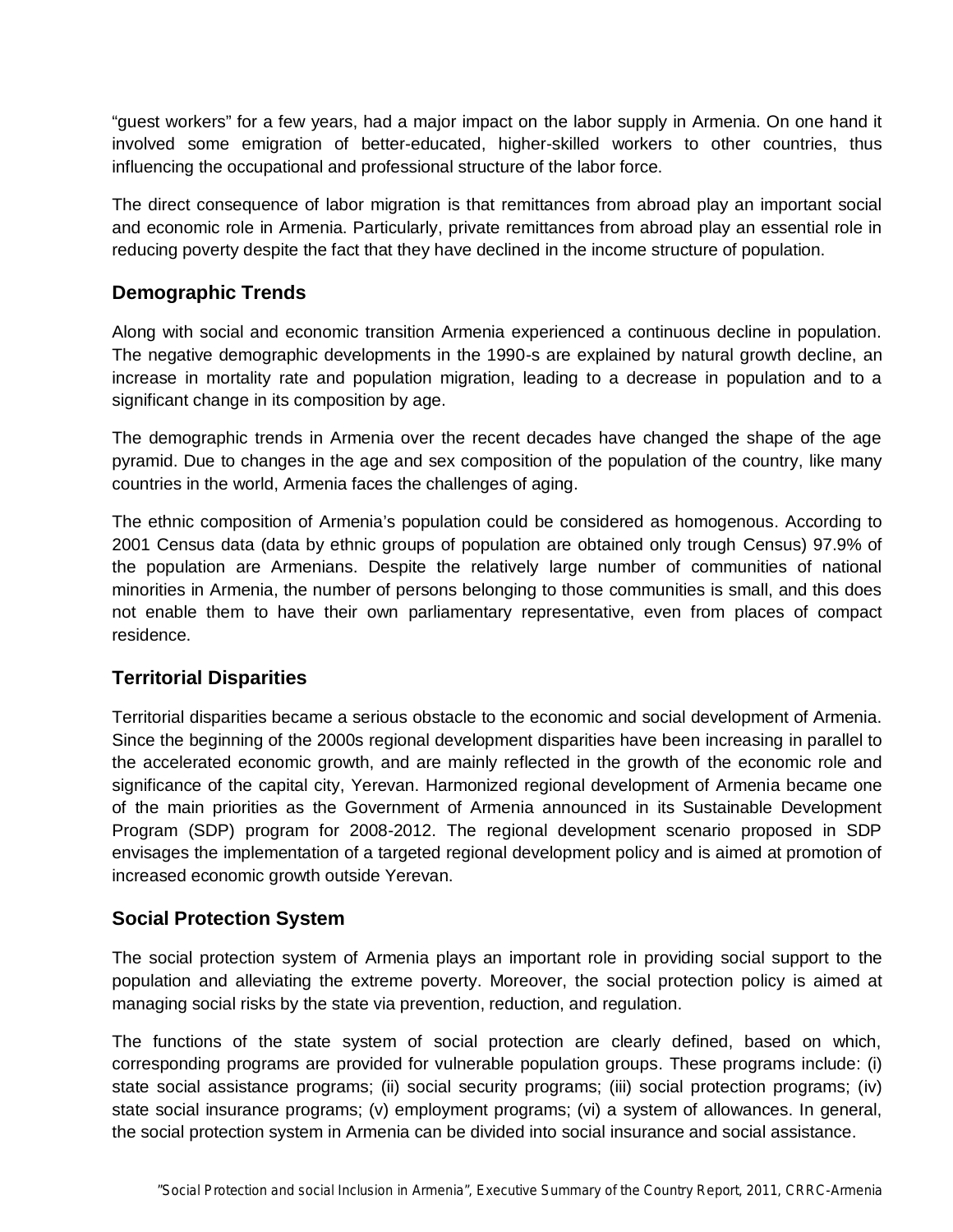"guest workers" for a few years, had a major impact on the labor supply in Armenia. On one hand it involved some emigration of better-educated, higher-skilled workers to other countries, thus influencing the occupational and professional structure of the labor force.

The direct consequence of labor migration is that remittances from abroad play an important social and economic role in Armenia. Particularly, private remittances from abroad play an essential role in reducing poverty despite the fact that they have declined in the income structure of population.

## Demographic Trends

Along with social and economic transition Armenia experienced a continuous decline in population. The negative demographic developments in the 1990-s are explained by natural growth decline, an increase in mortality rate and population migration, leading to a decrease in population and to a significant change in its composition by age.

The demographic trends in Armenia over the recent decades have changed the shape of the age pyramid. Due to changes in the age and sex composition of the population of the country, like many countries in the world, Armenia faces the challenges of aging.

The ethnic composition of Armenia's population could be considered as homogenous. According to 2001 Census data (data by ethnic groups of population are obtained only trough Census) 97.9% of the population are Armenians. Despite the relatively large number of communities of national minorities in Armenia, the number of persons belonging to those communities is small, and this does not enable them to have their own parliamentary representative, even from places of compact residence.

## Territorial Disparities

Territorial disparities became a serious obstacle to the economic and social development of Armenia. Since the beginning of the 2000s regional development disparities have been increasing in parallel to the accelerated economic growth, and are mainly reflected in the growth of the economic role and significance of the capital city, Yerevan. Harmonized regional development of Armenia became one of the main priorities as the Government of Armenia announced in its Sustainable Development Program (SDP) program for 2008-2012. The regional development scenario proposed in SDP envisages the implementation of a targeted regional development policy and is aimed at promotion of increased economic growth outside Yerevan.

## Social Protection System

The social protection system of Armenia plays an important role in providing social support to the population and alleviating the extreme poverty. Moreover, the social protection policy is aimed at managing social risks by the state via prevention, reduction, and regulation.

The functions of the state system of social protection are clearly defined, based on which, corresponding programs are provided for vulnerable population groups. These programs include: (i) state social assistance programs; (ii) social security programs; (iii) social protection programs; (iv) state social insurance programs; (v) employment programs; (vi) a system of allowances. In general, the social protection system in Armenia can be divided into social insurance and social assistance.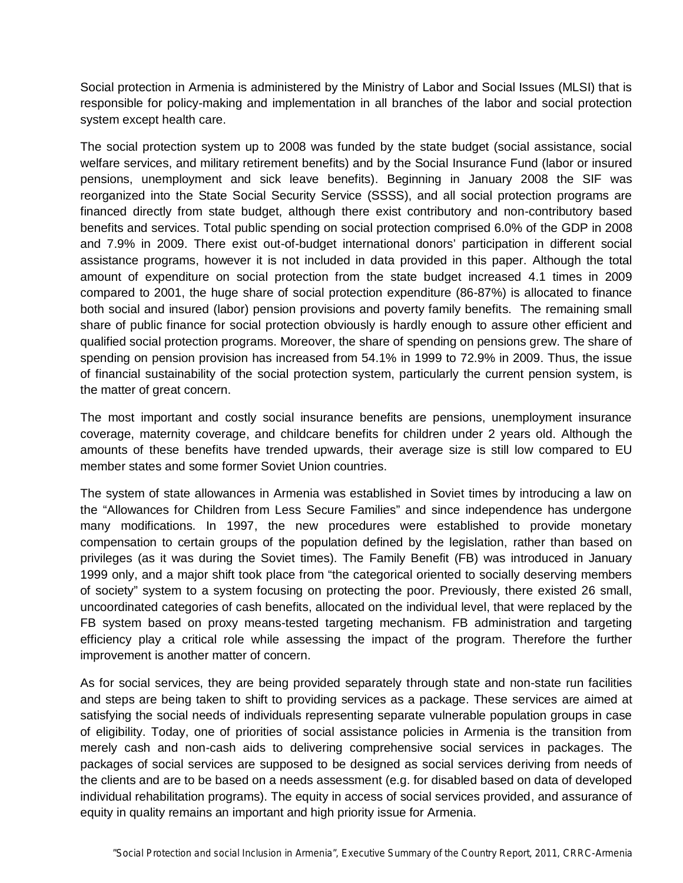Social protection in Armenia is administered by the Ministry of Labor and Social Issues (MLSI) that is responsible for policy-making and implementation in all branches of the labor and social protection system except health care.

The social protection system up to 2008 was funded by the state budget (social assistance, social welfare services, and military retirement benefits) and by the Social Insurance Fund (labor or insured pensions, unemployment and sick leave benefits). Beginning in January 2008 the SIF was reorganized into the State Social Security Service (SSSS), and all social protection programs are financed directly from state budget, although there exist contributory and non-contributory based benefits and services. Total public spending on social protection comprised 6.0% of the GDP in 2008 and 7.9% in 2009. There exist out-of-budget international donors' participation in different social assistance programs, however it is not included in data provided in this paper. Although the total amount of expenditure on social protection from the state budget increased 4.1 times in 2009 compared to 2001, the huge share of social protection expenditure (86-87%) is allocated to finance both social and insured (labor) pension provisions and poverty family benefits. The remaining small share of public finance for social protection obviously is hardly enough to assure other efficient and qualified social protection programs. Moreover, the share of spending on pensions grew. The share of spending on pension provision has increased from 54.1% in 1999 to 72.9% in 2009. Thus, the issue of financial sustainability of the social protection system, particularly the current pension system, is the matter of great concern.

The most important and costly social insurance benefits are pensions, unemployment insurance coverage, maternity coverage, and childcare benefits for children under 2 years old. Although the amounts of these benefits have trended upwards, their average size is still low compared to EU member states and some former Soviet Union countries.

The system of state allowances in Armenia was established in Soviet times by introducing a law on the "Allowances for Children from Less Secure Families" and since independence has undergone many modifications. In 1997, the new procedures were established to provide monetary compensation to certain groups of the population defined by the legislation, rather than based on privileges (as it was during the Soviet times). The Family Benefit (FB) was introduced in January 1999 only, and a major shift took place from "the categorical oriented to socially deserving members of society" system to a system focusing on protecting the poor. Previously, there existed 26 small, uncoordinated categories of cash benefits, allocated on the individual level, that were replaced by the FB system based on proxy means-tested targeting mechanism. FB administration and targeting efficiency play a critical role while assessing the impact of the program. Therefore the further improvement is another matter of concern.

As for social services, they are being provided separately through state and non-state run facilities and steps are being taken to shift to providing services as a package. These services are aimed at satisfying the social needs of individuals representing separate vulnerable population groups in case of eligibility. Today, one of priorities of social assistance policies in Armenia is the transition from merely cash and non-cash aids to delivering comprehensive social services in packages. The packages of social services are supposed to be designed as social services deriving from needs of the clients and are to be based on a needs assessment (e.g. for disabled based on data of developed individual rehabilitation programs). The equity in access of social services provided, and assurance of equity in quality remains an important and high priority issue for Armenia.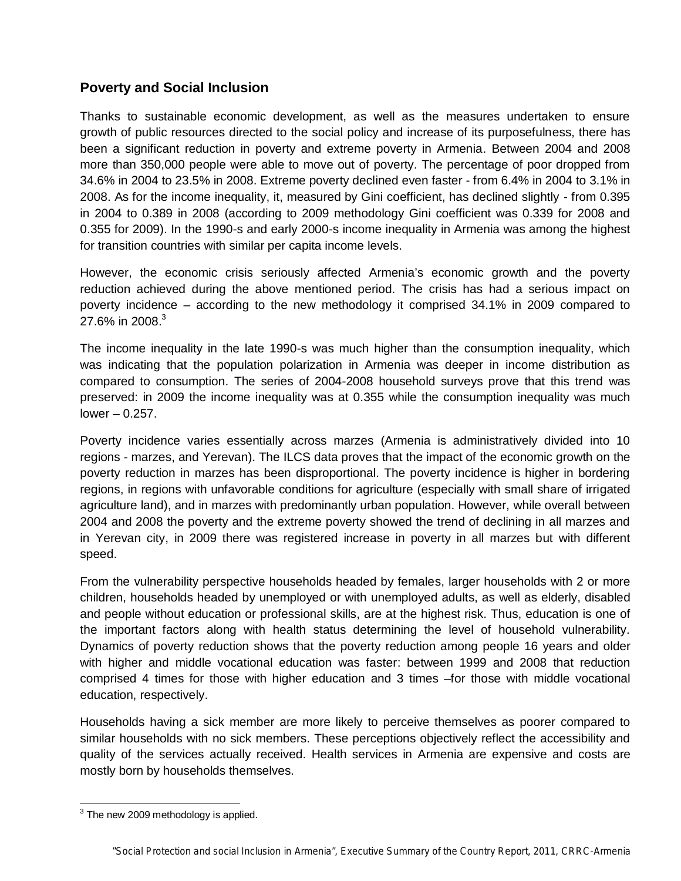## Poverty and Social Inclusion

Thanks to sustainable economic development, as well as the measures undertaken to ensure growth of public resources directed to the social policy and increase of its purposefulness, there has been a significant reduction in poverty and extreme poverty in Armenia. Between 2004 and 2008 more than 350,000 people were able to move out of poverty. The percentage of poor dropped from 34.6% in 2004 to 23.5% in 2008. Extreme poverty declined even faster - from 6.4% in 2004 to 3.1% in 2008. As for the income inequality, it, measured by Gini coefficient, has declined slightly - from 0.395 in 2004 to 0.389 in 2008 (according to 2009 methodology Gini coefficient was 0.339 for 2008 and 0.355 for 2009). In the 1990-s and early 2000-s income inequality in Armenia was among the highest for transition countries with similar per capita income levels.

However, the economic crisis seriously affected Armenia's economic growth and the poverty reduction achieved during the above mentioned period. The crisis has had a serious impact on poverty incidence – according to the new methodology it comprised 34.1% in 2009 compared to 27.6% in 2008.[3]

The income inequality in the late 1990-s was much higher than the consumption inequality, which was indicating that the population polarization in Armenia was deeper in income distribution as compared to consumption. The series of 2004-2008 household surveys prove that this trend was preserved: in 2009 the income inequality was at 0.355 while the consumption inequality was much lower – 0.257.

Poverty incidence varies essentially across marzes (Armenia is administratively divided into 10 regions - marzes, and Yerevan). The ILCS data proves that the impact of the economic growth on the poverty reduction in marzes has been disproportional. The poverty incidence is higher in bordering regions, in regions with unfavorable conditions for agriculture (especially with small share of irrigated agriculture land), and in marzes with predominantly urban population. However, while overall between 2004 and 2008 the poverty and the extreme poverty showed the trend of declining in all marzes and in Yerevan city, in 2009 there was registered increase in poverty in all marzes but with different speed.

From the vulnerability perspective households headed by females, larger households with 2 or more children, households headed by unemployed or with unemployed adults, as well as elderly, disabled and people without education or professional skills, are at the highest risk. Thus, education is one of the important factors along with health status determining the level of household vulnerability. Dynamics of poverty reduction shows that the poverty reduction among people 16 years and older with higher and middle vocational education was faster: between 1999 and 2008 that reduction comprised 4 times for those with higher education and 3 times –for those with middle vocational education, respectively.

Households having a sick member are more likely to perceive themselves as poorer compared to similar households with no sick members. These perceptions objectively reflect the accessibility and quality of the services actually received. Health services in Armenia are expensive and costs are mostly born by households themselves.

[3] The new 2009 methodology is applied.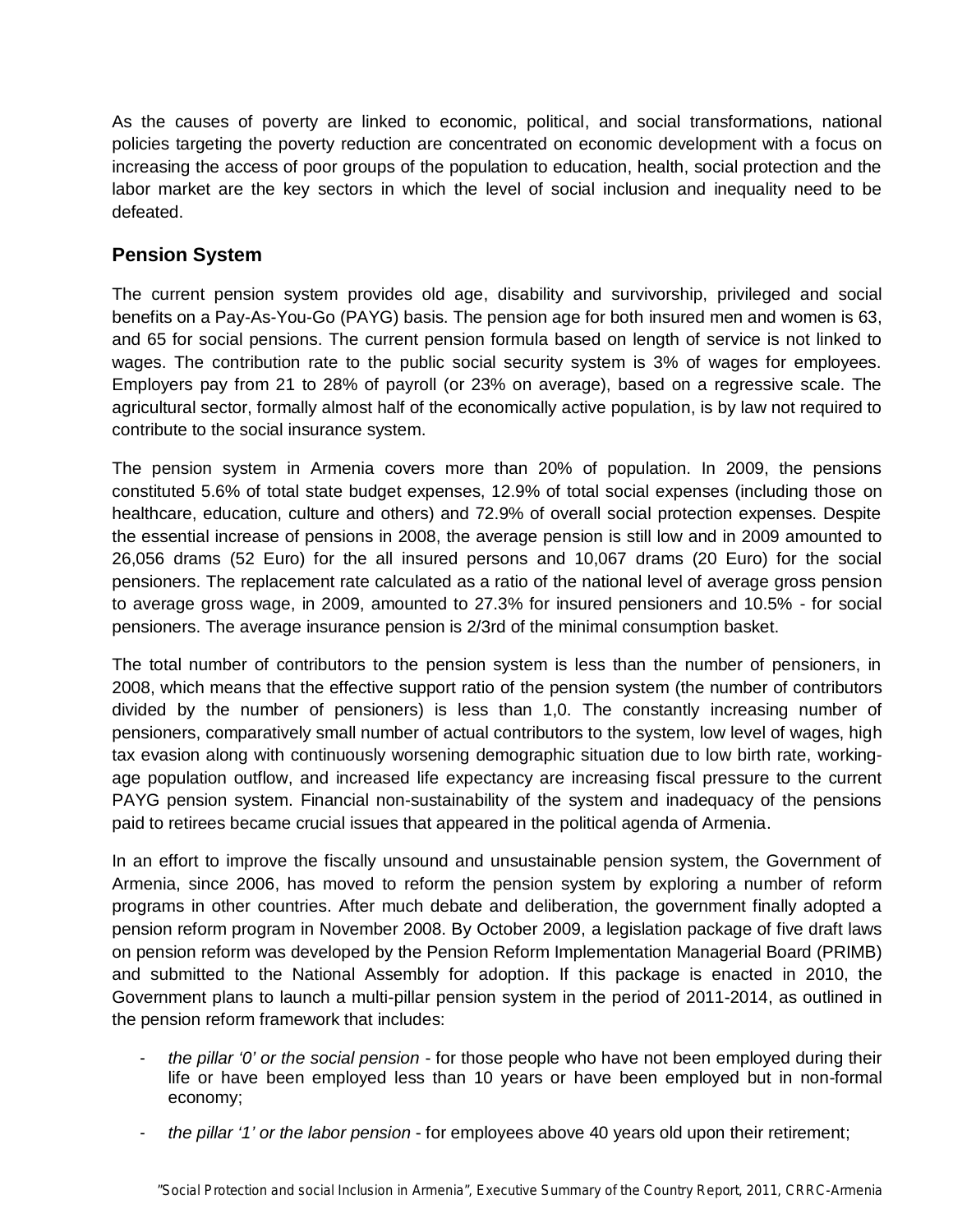As the causes of poverty are linked to economic, political, and social transformations, national policies targeting the poverty reduction are concentrated on economic development with a focus on increasing the access of poor groups of the population to education, health, social protection and the labor market are the key sectors in which the level of social inclusion and inequality need to be defeated.

## Pension System

The current pension system provides old age, disability and survivorship, privileged and social benefits on a Pay-As-You-Go (PAYG) basis. The pension age for both insured men and women is 63, and 65 for social pensions. The current pension formula based on length of service is not linked to wages. The contribution rate to the public social security system is 3% of wages for employees. Employers pay from 21 to 28% of payroll (or 23% on average), based on a regressive scale. The agricultural sector, formally almost half of the economically active population, is by law not required to contribute to the social insurance system.

The pension system in Armenia covers more than 20% of population. In 2009, the pensions constituted 5.6% of total state budget expenses, 12.9% of total social expenses (including those on healthcare, education, culture and others) and 72.9% of overall social protection expenses. Despite the essential increase of pensions in 2008, the average pension is still low and in 2009 amounted to 26,056 drams (52 Euro) for the all insured persons and 10,067 drams (20 Euro) for the social pensioners. The replacement rate calculated as a ratio of the national level of average gross pension to average gross wage, in 2009, amounted to 27.3% for insured pensioners and 10.5% - for social pensioners. The average insurance pension is 2/3rd of the minimal consumption basket.

The total number of contributors to the pension system is less than the number of pensioners, in 2008, which means that the effective support ratio of the pension system (the number of contributors divided by the number of pensioners) is less than 1,0. The constantly increasing number of pensioners, comparatively small number of actual contributors to the system, low level of wages, high tax evasion along with continuously worsening demographic situation due to low birth rate, working-age population outflow, and increased life expectancy are increasing fiscal pressure to the current PAYG pension system. Financial non-sustainability of the system and inadequacy of the pensions paid to retirees became crucial issues that appeared in the political agenda of Armenia.

In an effort to improve the fiscally unsound and unsustainable pension system, the Government of Armenia, since 2006, has moved to reform the pension system by exploring a number of reform programs in other countries. After much debate and deliberation, the government finally adopted a pension reform program in November 2008. By October 2009, a legislation package of five draft laws on pension reform was developed by the Pension Reform Implementation Managerial Board (PRIMB) and submitted to the National Assembly for adoption. If this package is enacted in 2010, the Government plans to launch a multi-pillar pension system in the period of 2011-2014, as outlined in the pension reform framework that includes:

- *the pillar '0' or the social pension* - for those people who have not been employed during their life or have been employed less than 10 years or have been employed but in non-formal economy;
- *the pillar '1' or the labor pension* - for employees above 40 years old upon their retirement;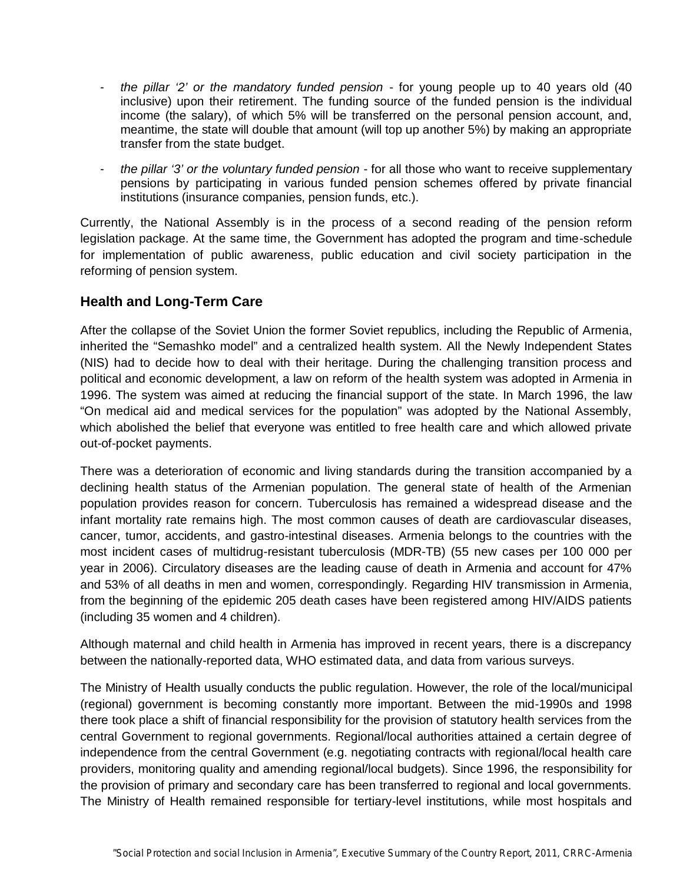- *the pillar '2' or the mandatory funded pension* - for young people up to 40 years old (40 inclusive) upon their retirement. The funding source of the funded pension is the individual income (the salary), of which 5% will be transferred on the personal pension account, and, meantime, the state will double that amount (will top up another 5%) by making an appropriate transfer from the state budget.
- *the pillar '3' or the voluntary funded pension* - for all those who want to receive supplementary pensions by participating in various funded pension schemes offered by private financial institutions (insurance companies, pension funds, etc.).

Currently, the National Assembly is in the process of a second reading of the pension reform legislation package. At the same time, the Government has adopted the program and time-schedule for implementation of public awareness, public education and civil society participation in the reforming of pension system.

## Health and Long-Term Care

After the collapse of the Soviet Union the former Soviet republics, including the Republic of Armenia, inherited the "Semashko model" and a centralized health system. All the Newly Independent States (NIS) had to decide how to deal with their heritage. During the challenging transition process and political and economic development, a law on reform of the health system was adopted in Armenia in 1996. The system was aimed at reducing the financial support of the state. In March 1996, the law "On medical aid and medical services for the population" was adopted by the National Assembly, which abolished the belief that everyone was entitled to free health care and which allowed private out-of-pocket payments.

There was a deterioration of economic and living standards during the transition accompanied by a declining health status of the Armenian population. The general state of health of the Armenian population provides reason for concern. Tuberculosis has remained a widespread disease and the infant mortality rate remains high. The most common causes of death are cardiovascular diseases, cancer, tumor, accidents, and gastro-intestinal diseases. Armenia belongs to the countries with the most incident cases of multidrug-resistant tuberculosis (MDR-TB) (55 new cases per 100 000 per year in 2006). Circulatory diseases are the leading cause of death in Armenia and account for 47% and 53% of all deaths in men and women, correspondingly. Regarding HIV transmission in Armenia, from the beginning of the epidemic 205 death cases have been registered among HIV/AIDS patients (including 35 women and 4 children).

Although maternal and child health in Armenia has improved in recent years, there is a discrepancy between the nationally-reported data, WHO estimated data, and data from various surveys.

The Ministry of Health usually conducts the public regulation. However, the role of the local/municipal (regional) government is becoming constantly more important. Between the mid-1990s and 1998 there took place a shift of financial responsibility for the provision of statutory health services from the central Government to regional governments. Regional/local authorities attained a certain degree of independence from the central Government (e.g. negotiating contracts with regional/local health care providers, monitoring quality and amending regional/local budgets). Since 1996, the responsibility for the provision of primary and secondary care has been transferred to regional and local governments. The Ministry of Health remained responsible for tertiary-level institutions, while most hospitals and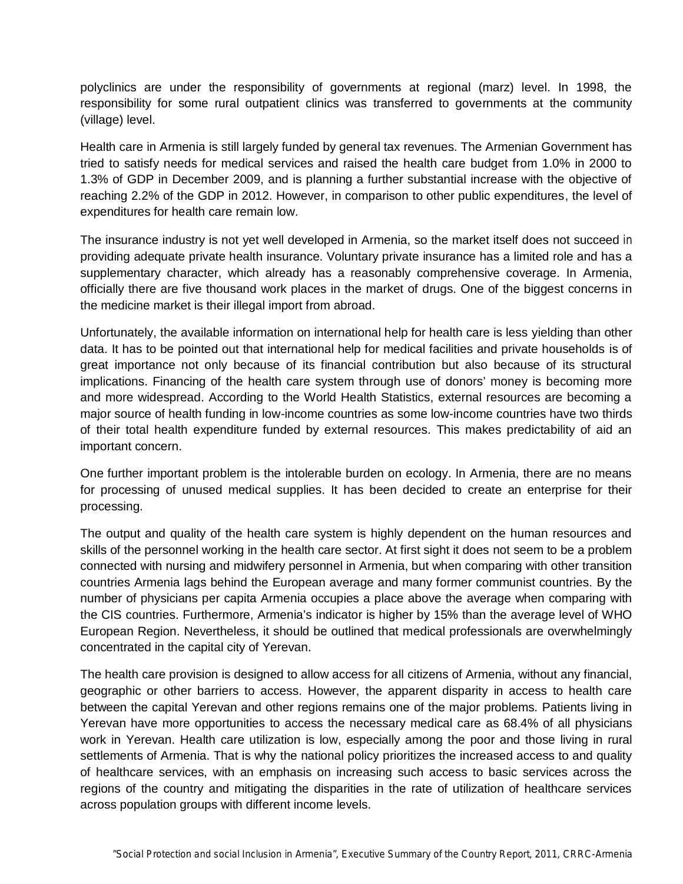polyclinics are under the responsibility of governments at regional (marz) level. In 1998, the responsibility for some rural outpatient clinics was transferred to governments at the community (village) level.

Health care in Armenia is still largely funded by general tax revenues. The Armenian Government has tried to satisfy needs for medical services and raised the health care budget from 1.0% in 2000 to 1.3% of GDP in December 2009, and is planning a further substantial increase with the objective of reaching 2.2% of the GDP in 2012. However, in comparison to other public expenditures, the level of expenditures for health care remain low.

The insurance industry is not yet well developed in Armenia, so the market itself does not succeed in providing adequate private health insurance. Voluntary private insurance has a limited role and has a supplementary character, which already has a reasonably comprehensive coverage. In Armenia, officially there are five thousand work places in the market of drugs. One of the biggest concerns in the medicine market is their illegal import from abroad.

Unfortunately, the available information on international help for health care is less yielding than other data. It has to be pointed out that international help for medical facilities and private households is of great importance not only because of its financial contribution but also because of its structural implications. Financing of the health care system through use of donors' money is becoming more and more widespread. According to the World Health Statistics, external resources are becoming a major source of health funding in low-income countries as some low-income countries have two thirds of their total health expenditure funded by external resources. This makes predictability of aid an important concern.

One further important problem is the intolerable burden on ecology. In Armenia, there are no means for processing of unused medical supplies. It has been decided to create an enterprise for their processing.

The output and quality of the health care system is highly dependent on the human resources and skills of the personnel working in the health care sector. At first sight it does not seem to be a problem connected with nursing and midwifery personnel in Armenia, but when comparing with other transition countries Armenia lags behind the European average and many former communist countries. By the number of physicians per capita Armenia occupies a place above the average when comparing with the CIS countries. Furthermore, Armenia's indicator is higher by 15% than the average level of WHO European Region. Nevertheless, it should be outlined that medical professionals are overwhelmingly concentrated in the capital city of Yerevan.

The health care provision is designed to allow access for all citizens of Armenia, without any financial, geographic or other barriers to access. However, the apparent disparity in access to health care between the capital Yerevan and other regions remains one of the major problems. Patients living in Yerevan have more opportunities to access the necessary medical care as 68.4% of all physicians work in Yerevan. Health care utilization is low, especially among the poor and those living in rural settlements of Armenia. That is why the national policy prioritizes the increased access to and quality of healthcare services, with an emphasis on increasing such access to basic services across the regions of the country and mitigating the disparities in the rate of utilization of healthcare services across population groups with different income levels.